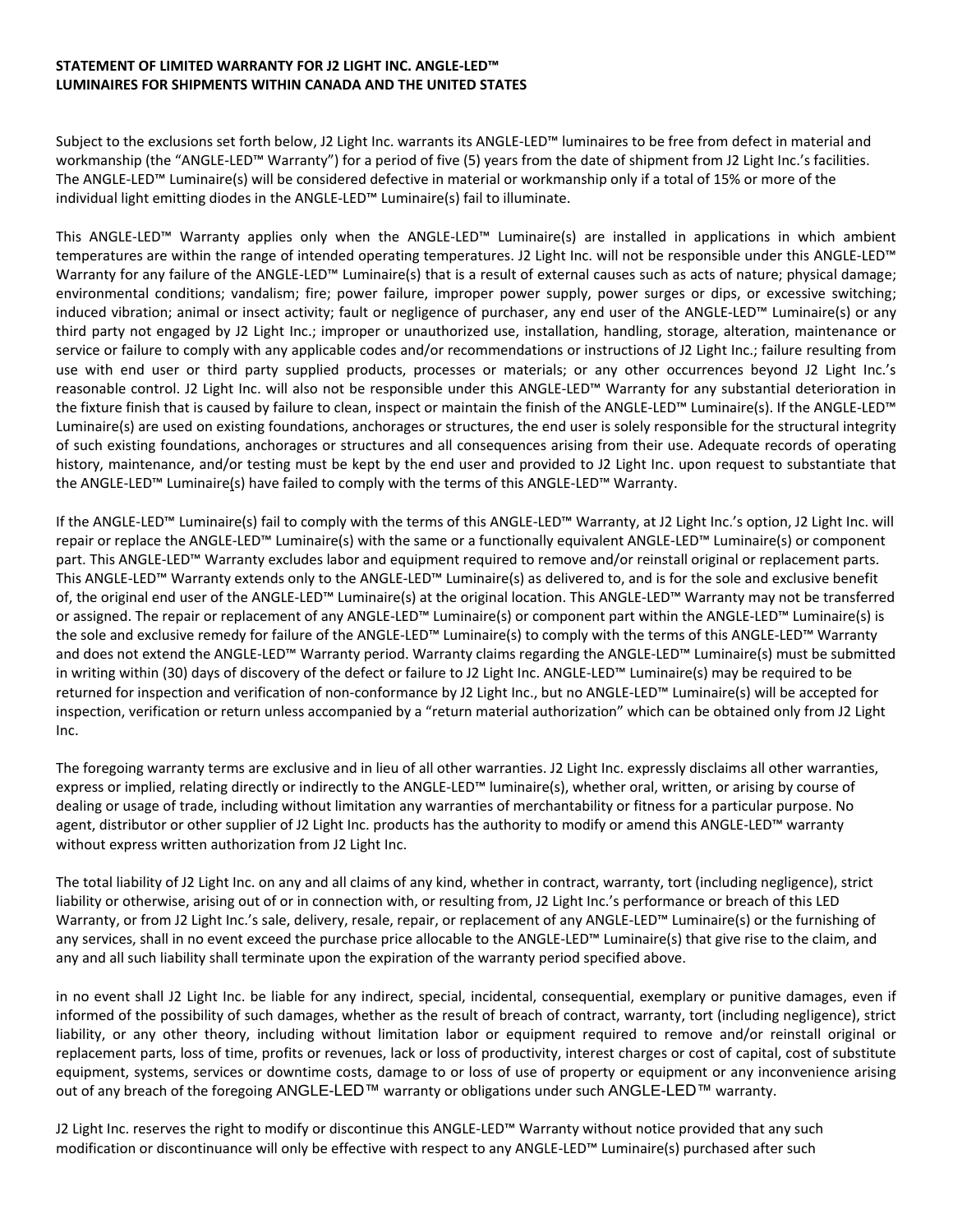**STATEMENT OF LIMITED WARRANTY FOR J2 LIGHT INC. ANGLE-LED™ LUMINAIRES FOR SHIPMENTS WITHIN CANADA AND THE UNITED STATES**

Subject to the exclusions set forth below, J2 Light Inc. warrants its ANGLE-LED™ luminaires to be free from defect in material and workmanship (the "ANGLE-LED™ Warranty") for a period of five (5) years from the date of shipment from J2 Light Inc.'s facilities. The ANGLE-LED™ Luminaire(s) will be considered defective in material or workmanship only if a total of 15% or more of the individual light emitting diodes in the ANGLE-LED™ Luminaire(s) fail to illuminate.

This ANGLE-LED™ Warranty applies only when the ANGLE-LED™ Luminaire(s) are installed in applications in which ambient temperatures are within the range of intended operating temperatures. J2 Light Inc. will not be responsible under this ANGLE-LED™ Warranty for any failure of the ANGLE-LED™ Luminaire(s) that is a result of external causes such as acts of nature; physical damage; environmental conditions; vandalism; fire; power failure, improper power supply, power surges or dips, or excessive switching; induced vibration; animal or insect activity; fault or negligence of purchaser, any end user of the ANGLE-LED™ Luminaire(s) or any third party not engaged by J2 Light Inc.; improper or unauthorized use, installation, handling, storage, alteration, maintenance or service or failure to comply with any applicable codes and/or recommendations or instructions of J2 Light Inc.; failure resulting from use with end user or third party supplied products, processes or materials; or any other occurrences beyond J2 Light Inc.'s reasonable control. J2 Light Inc. will also not be responsible under this ANGLE-LED™ Warranty for any substantial deterioration in the fixture finish that is caused by failure to clean, inspect or maintain the finish of the ANGLE-LED™ Luminaire(s). If the ANGLE-LED™ Luminaire(s) are used on existing foundations, anchorages or structures, the end user is solely responsible for the structural integrity of such existing foundations, anchorages or structures and all consequences arising from their use. Adequate records of operating history, maintenance, and/or testing must be kept by the end user and provided to J2 Light Inc. upon request to substantiate that the ANGLE-LED™ Luminaire(s) have failed to comply with the terms of this ANGLE-LED™ Warranty.

If the ANGLE-LED™ Luminaire(s) fail to comply with the terms of this ANGLE-LED™ Warranty, at J2 Light Inc.'s option, J2 Light Inc. will repair or replace the ANGLE-LED™ Luminaire(s) with the same or a functionally equivalent ANGLE-LED™ Luminaire(s) or component part. This ANGLE-LED™ Warranty excludes labor and equipment required to remove and/or reinstall original or replacement parts. This ANGLE-LED™ Warranty extends only to the ANGLE-LED™ Luminaire(s) as delivered to, and is for the sole and exclusive benefit of, the original end user of the ANGLE-LED™ Luminaire(s) at the original location. This ANGLE-LED™ Warranty may not be transferred or assigned. The repair or replacement of any ANGLE-LED™ Luminaire(s) or component part within the ANGLE-LED™ Luminaire(s) is the sole and exclusive remedy for failure of the ANGLE-LED™ Luminaire(s) to comply with the terms of this ANGLE-LED™ Warranty and does not extend the ANGLE-LED™ Warranty period. Warranty claims regarding the ANGLE-LED™ Luminaire(s) must be submitted in writing within (30) days of discovery of the defect or failure to J2 Light Inc. ANGLE-LED™ Luminaire(s) may be required to be returned for inspection and verification of non-conformance by J2 Light Inc., but no ANGLE-LED™ Luminaire(s) will be accepted for inspection, verification or return unless accompanied by a "return material authorization" which can be obtained only from J2 Light Inc.

The foregoing warranty terms are exclusive and in lieu of all other warranties. J2 Light Inc. expressly disclaims all other warranties, express or implied, relating directly or indirectly to the ANGLE-LED™ luminaire(s), whether oral, written, or arising by course of dealing or usage of trade, including without limitation any warranties of merchantability or fitness for a particular purpose. No agent, distributor or other supplier of J2 Light Inc. products has the authority to modify or amend this ANGLE-LED™ warranty without express written authorization from J2 Light Inc.

The total liability of J2 Light Inc. on any and all claims of any kind, whether in contract, warranty, tort (including negligence), strict liability or otherwise, arising out of or in connection with, or resulting from, J2 Light Inc.'s performance or breach of this LED Warranty, or from J2 Light Inc.'s sale, delivery, resale, repair, or replacement of any ANGLE-LED™ Luminaire(s) or the furnishing of any services, shall in no event exceed the purchase price allocable to the ANGLE-LED™ Luminaire(s) that give rise to the claim, and any and all such liability shall terminate upon the expiration of the warranty period specified above.

in no event shall J2 Light Inc. be liable for any indirect, special, incidental, consequential, exemplary or punitive damages, even if informed of the possibility of such damages, whether as the result of breach of contract, warranty, tort (including negligence), strict liability, or any other theory, including without limitation labor or equipment required to remove and/or reinstall original or replacement parts, loss of time, profits or revenues, lack or loss of productivity, interest charges or cost of capital, cost of substitute equipment, systems, services or downtime costs, damage to or loss of use of property or equipment or any inconvenience arising out of any breach of the foregoing ANGLE-LED™ warranty or obligations under such ANGLE-LED™ warranty.

J2 Light Inc. reserves the right to modify or discontinue this ANGLE-LED™ Warranty without notice provided that any such modification or discontinuance will only be effective with respect to any ANGLE-LED™ Luminaire(s) purchased after such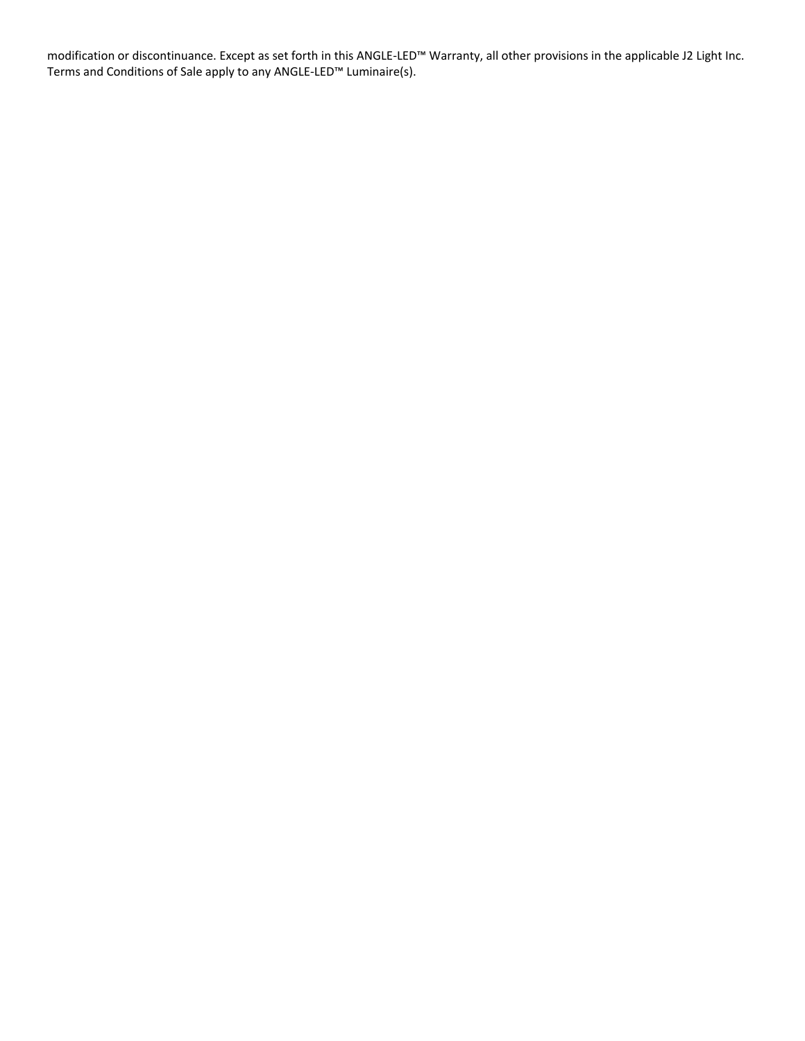modification or discontinuance. Except as set forth in this ANGLE-LED™ Warranty, all other provisions in the applicable J2 Light Inc. Terms and Conditions of Sale apply to any ANGLE-LED™ Luminaire(s).